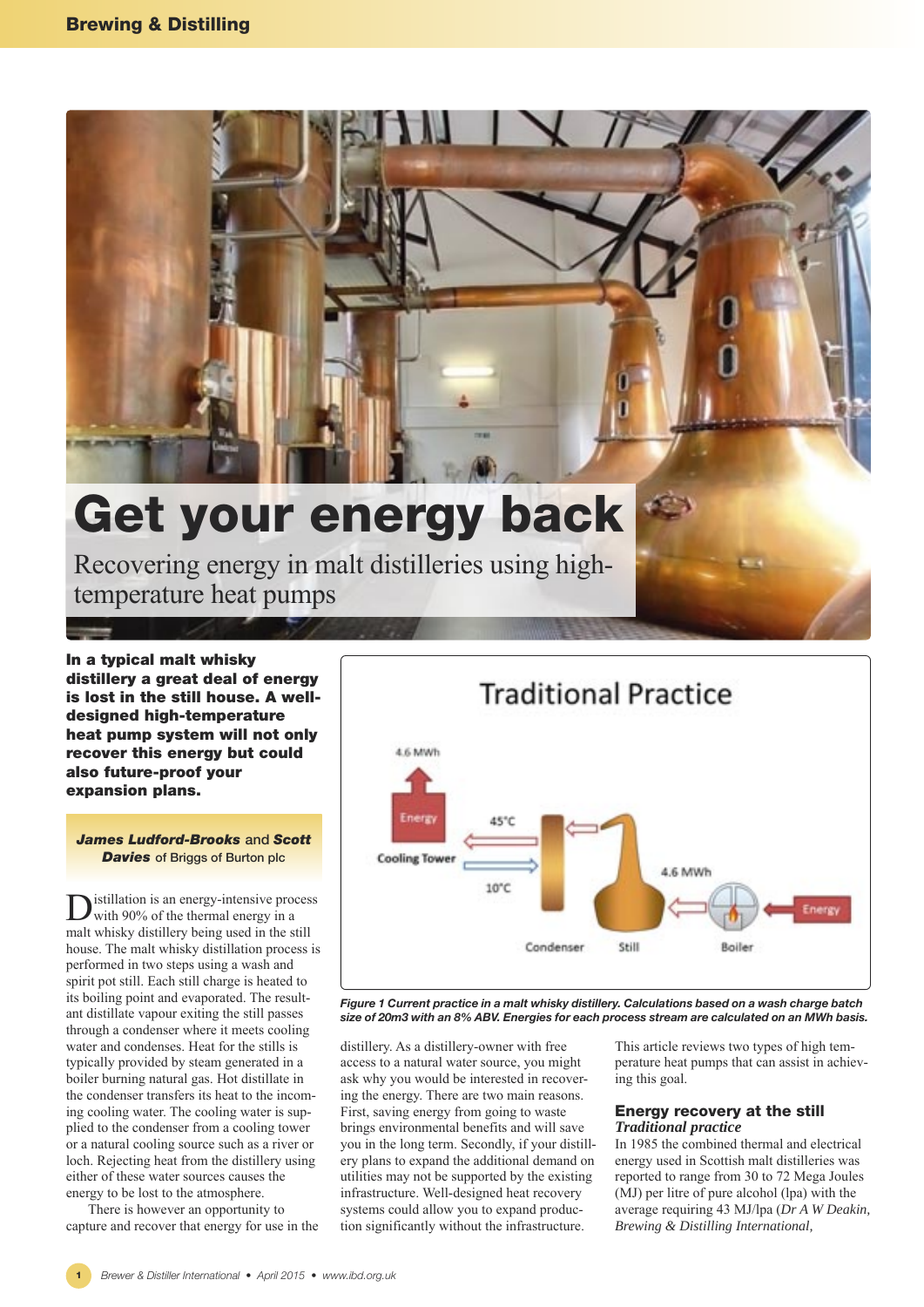# Get your energy back

Recovering energy in malt distilleries using high-temperature heat pumps

**In a typical malt whisky distillery a great deal of energy is lost in the still house. A well-designed high-temperature heat pump system will not only recover this energy but could also future-proof your expansion plans.**

***James Ludford-Brooks*** and ***Scott Davies*** of Briggs of Burton plc

Distillation is an energy-intensive process with 90% of the thermal energy in a malt whisky distillery being used in the still house. The malt whisky distillation process is performed in two steps using a wash and spirit pot still. Each still charge is heated to its boiling point and evaporated. The resultant distillate vapour exiting the still passes through a condenser where it meets cooling water and condenses. Heat for the stills is typically provided by steam generated in a boiler burning natural gas. Hot distillate in the condenser transfers its heat to the incoming cooling water. The cooling water is supplied to the condenser from a cooling tower or a natural cooling source such as a river or loch. Rejecting heat from the distillery using either of these water sources causes the energy to be lost to the atmosphere.

There is however an opportunity to capture and recover that energy for use in the distillery. As a distillery-owner with free access to a natural water source, you might ask why you would be interested in recovering the energy. There are two main reasons. First, saving energy from going to waste brings environmental benefits and will save you in the long term. Secondly, if your distillery plans to expand the additional demand on utilities may not be supported by the existing infrastructure. Well-designed heat recovery systems could allow you to expand production significantly without the infrastructure.

This article reviews two types of high temperature heat pumps that can assist in achieving this goal.

*Figure 1 Current practice in a malt whisky distillery. Calculations based on a wash charge batch size of 20m3 with an 8% ABV. Energies for each process stream are calculated on an MWh basis.*

## Energy recovery at the still

### *Traditional practice*

In 1985 the combined thermal and electrical energy used in Scottish malt distilleries was reported to range from 30 to 72 Mega Joules (MJ) per litre of pure alcohol (lpa) with the average requiring 43 MJ/lpa (*Dr A W Deakin, Brewing & Distilling International,*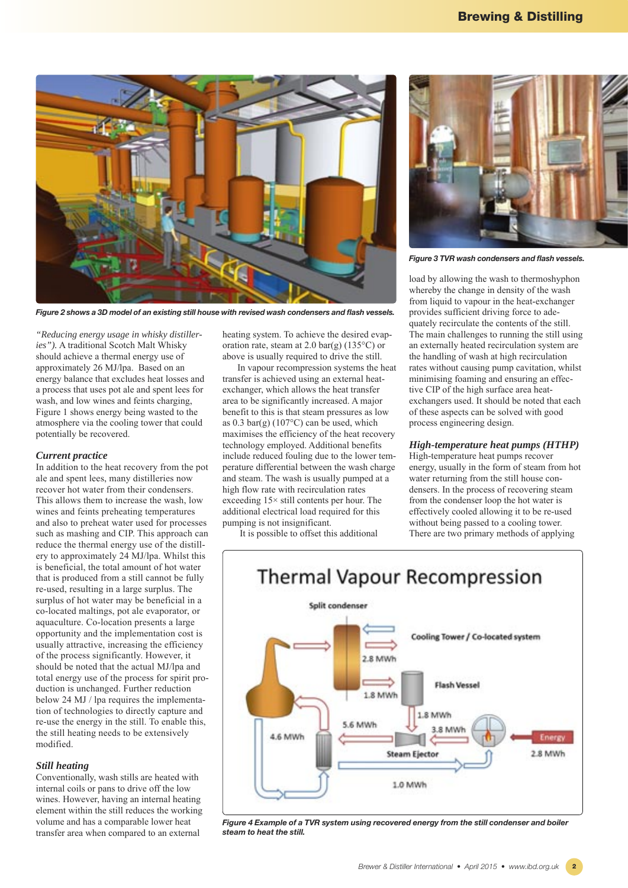*Figure 2 shows a 3D model of an existing still house with revised wash condensers and flash vessels.*

*Figure 3 TVR wash condensers and flash vessels.*

*"Reducing energy usage in whisky distilleries")*. A traditional Scotch Malt Whisky should achieve a thermal energy use of approximately 26 MJ/lpa. Based on an energy balance that excludes heat losses and a process that uses pot ale and spent lees for wash, and low wines and feints charging, Figure 1 shows energy being wasted to the atmosphere via the cooling tower that could potentially be recovered.

### Current practice

In addition to the heat recovery from the pot ale and spent lees, many distilleries now recover hot water from their condensers. This allows them to increase the wash, low wines and feints preheating temperatures and also to preheat water used for processes such as mashing and CIP. This approach can reduce the thermal energy use of the distillery to approximately 24 MJ/lpa. Whilst this is beneficial, the total amount of hot water that is produced from a still cannot be fully re-used, resulting in a large surplus. The surplus of hot water may be beneficial in a co-located maltings, pot ale evaporator, or aquaculture. Co-location presents a large opportunity and the implementation cost is usually attractive, increasing the efficiency of the process significantly. However, it should be noted that the actual MJ/lpa and total energy use of the process for spirit production is unchanged. Further reduction below 24 MJ / lpa requires the implementation of technologies to directly capture and re-use the energy in the still. To enable this, the still heating needs to be extensively modified.

### Still heating

Conventionally, wash stills are heated with internal coils or pans to drive off the low wines. However, having an internal heating element within the still reduces the working volume and has a comparable lower heat transfer area when compared to an external heating system. To achieve the desired evaporation rate, steam at 2.0 bar(g) (135°C) or above is usually required to drive the still.

In vapour recompression systems the heat transfer is achieved using an external heat-exchanger, which allows the heat transfer area to be significantly increased. A major benefit to this is that steam pressures as low as 0.3 bar(g) (107°C) can be used, which maximises the efficiency of the heat recovery technology employed. Additional benefits include reduced fouling due to the lower temperature differential between the wash charge and steam. The wash is usually pumped at a high flow rate with recirculation rates exceeding 15× still contents per hour. The additional electrical load required for this pumping is not insignificant.

It is possible to offset this additional load by allowing the wash to thermoshyphon whereby the change in density of the wash from liquid to vapour in the heat-exchanger provides sufficient driving force to adequately recirculate the contents of the still. The main challenges to running the still using an externally heated recirculation system are the handling of wash at high recirculation rates without causing pump cavitation, whilst minimising foaming and ensuring an effective CIP of the high surface area heat-exchangers used. It should be noted that each of these aspects can be solved with good process engineering design.

### High-temperature heat pumps (HTHP)

High-temperature heat pumps recover energy, usually in the form of steam from hot water returning from the still house condensers. In the process of recovering steam from the condenser loop the hot water is effectively cooled allowing it to be re-used without being passed to a cooling tower. There are two primary methods of applying

*Figure 4 Example of a TVR system using recovered energy from the still condenser and boiler steam to heat the still.*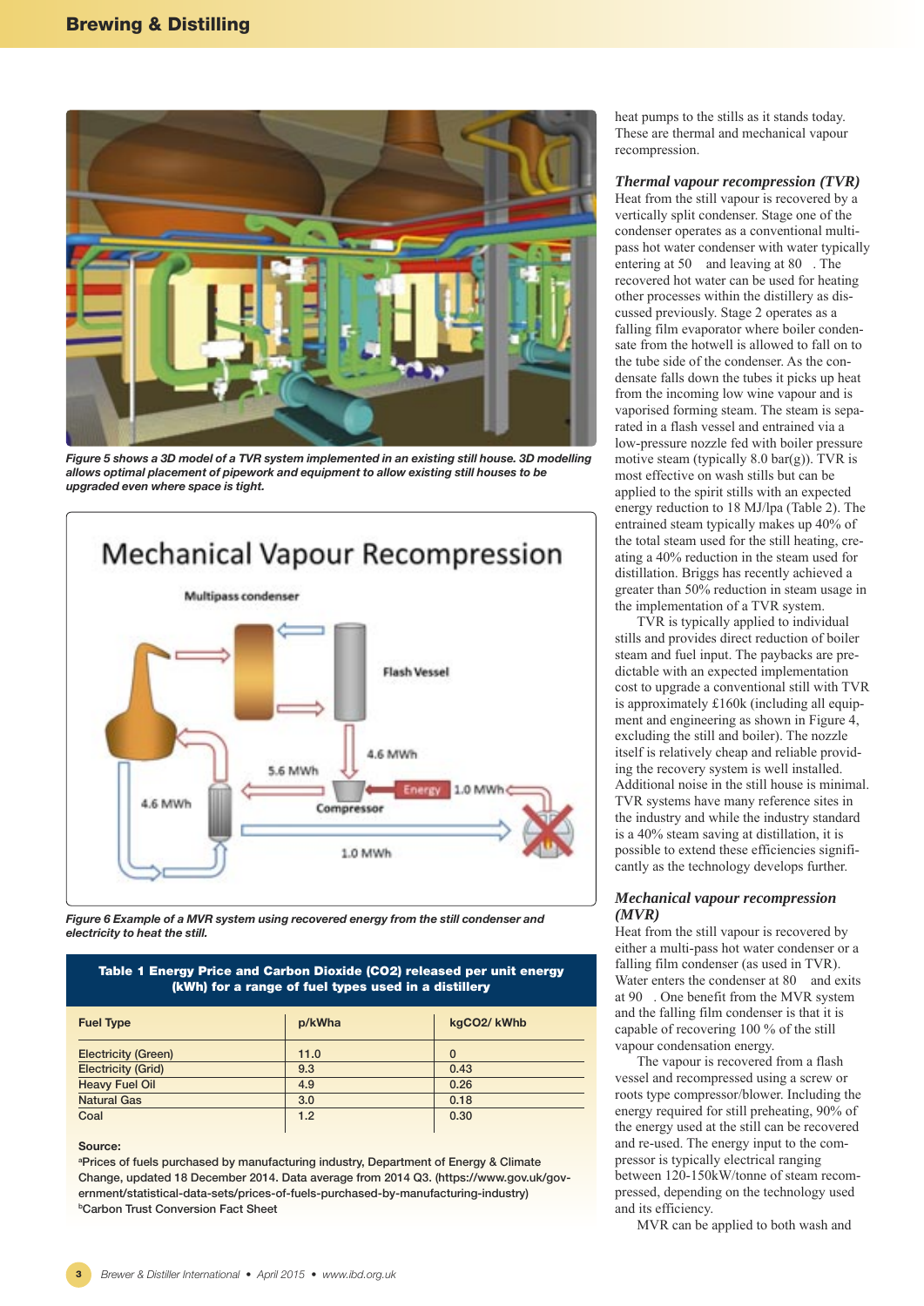Figure 5 shows a 3D model of a TVR system implemented in an existing still house. 3D modelling allows optimal placement of pipework and equipment to allow existing still houses to be upgraded even where space is tight.

Figure 6 Example of a MVR system using recovered energy from the still condenser and electricity to heat the still.

**Table 1 Energy Price and Carbon Dioxide (CO2) released per unit energy (kWh) for a range of fuel types used in a distillery**

| Fuel Type | p/kWha | kgCO2/ kWhb |
|---|---|---|
| Electricity (Green) | 11.0 | 0 |
| Electricity (Grid) | 9.3 | 0.43 |
| Heavy Fuel Oil | 4.9 | 0.26 |
| Natural Gas | 3.0 | 0.18 |
| Coal | 1.2 | 0.30 |

**Source:**
[a]Prices of fuels purchased by manufacturing industry, Department of Energy & Climate Change, updated 18 December 2014. Data average from 2014 Q3. (https://www.gov.uk/government/statistical-data-sets/prices-of-fuels-purchased-by-manufacturing-industry)
[b]Carbon Trust Conversion Fact Sheet

heat pumps to the stills as it stands today. These are thermal and mechanical vapour recompression.

### *Thermal vapour recompression (TVR)*

Heat from the still vapour is recovered by a vertically split condenser. Stage one of the condenser operates as a conventional multi-pass hot water condenser with water typically entering at 50 and leaving at 80 . The recovered hot water can be used for heating other processes within the distillery as discussed previously. Stage 2 operates as a falling film evaporator where boiler condensate from the hotwell is allowed to fall on to the tube side of the condenser. As the condensate falls down the tubes it picks up heat from the incoming low wine vapour and is vaporised forming steam. The steam is separated in a flash vessel and entrained via a low-pressure nozzle fed with boiler pressure motive steam (typically 8.0 bar(g)). TVR is most effective on wash stills but can be applied to the spirit stills with an expected energy reduction to 18 MJ/lpa (Table 2). The entrained steam typically makes up 40% of the total steam used for the still heating, creating a 40% reduction in the steam used for distillation. Briggs has recently achieved a greater than 50% reduction in steam usage in the implementation of a TVR system.

TVR is typically applied to individual stills and provides direct reduction of boiler steam and fuel input. The paybacks are predictable with an expected implementation cost to upgrade a conventional still with TVR is approximately £160k (including all equipment and engineering as shown in Figure 4, excluding the still and boiler). The nozzle itself is relatively cheap and reliable providing the recovery system is well installed. Additional noise in the still house is minimal. TVR systems have many reference sites in the industry and while the industry standard is a 40% steam saving at distillation, it is possible to extend these efficiencies significantly as the technology develops further.

### *Mechanical vapour recompression (MVR)*

Heat from the still vapour is recovered by either a multi-pass hot water condenser or a falling film condenser (as used in TVR). Water enters the condenser at 80 and exits at 90 . One benefit from the MVR system and the falling film condenser is that it is capable of recovering 100 % of the still vapour condensation energy.

The vapour is recovered from a flash vessel and recompressed using a screw or roots type compressor/blower. Including the energy required for still preheating, 90% of the energy used at the still can be recovered and re-used. The energy input to the compressor is typically electrical ranging between 120-150kW/tonne of steam recompressed, depending on the technology used and its efficiency.

MVR can be applied to both wash and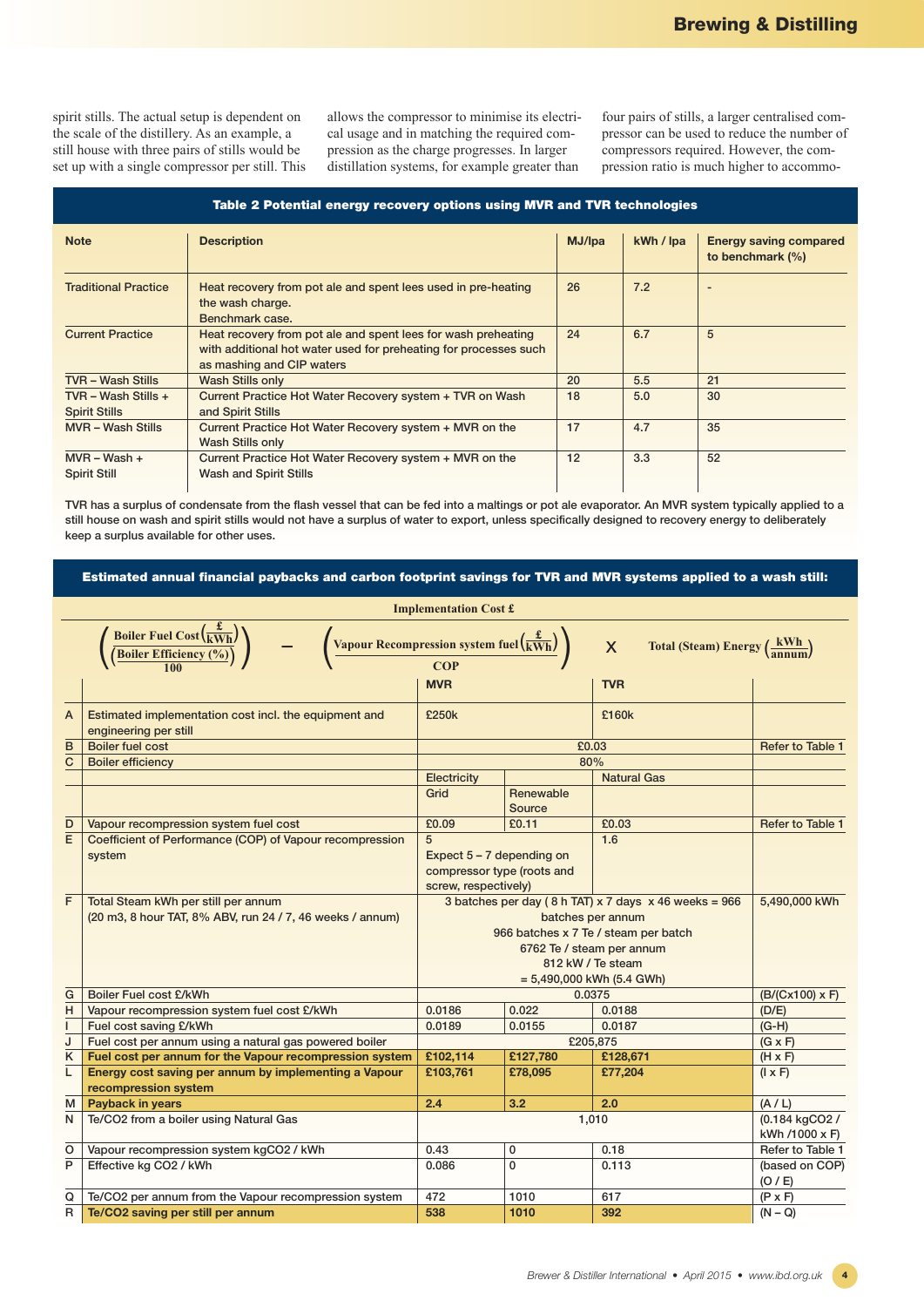spirit stills. The actual setup is dependent on the scale of the distillery. As an example, a still house with three pairs of stills would be set up with a single compressor per still. This allows the compressor to minimise its electrical usage and in matching the required compression as the charge progresses. In larger distillation systems, for example greater than four pairs of stills, a larger centralised compressor can be used to reduce the number of compressors required. However, the compression ratio is much higher to accommo-

**Table 2 Potential energy recovery options using MVR and TVR technologies**

| Note | Description | MJ/lpa | kWh / lpa | Energy saving compared to benchmark (%) |
|---|---|---|---|---|
| Traditional Practice | Heat recovery from pot ale and spent lees used in pre-heating the wash charge. Benchmark case. | 26 | 7.2 | - |
| Current Practice | Heat recovery from pot ale and spent lees for wash preheating with additional hot water used for preheating for processes such as mashing and CIP waters | 24 | 6.7 | 5 |
| TVR – Wash Stills | Wash Stills only | 20 | 5.5 | 21 |
| TVR – Wash Stills + Spirit Stills | Current Practice Hot Water Recovery system + TVR on Wash and Spirit Stills | 18 | 5.0 | 30 |
| MVR – Wash Stills | Current Practice Hot Water Recovery system + MVR on the Wash Stills only | 17 | 4.7 | 35 |
| MVR – Wash + Spirit Still | Current Practice Hot Water Recovery system + MVR on the Wash and Spirit Stills | 12 | 3.3 | 52 |

TVR has a surplus of condensate from the flash vessel that can be fed into a maltings or pot ale evaporator. An MVR system typically applied to a still house on wash and spirit stills would not have a surplus of water to export, unless specifically designed to recovery energy to deliberately keep a surplus available for other uses.

**Estimated annual financial paybacks and carbon footprint savings for TVR and MVR systems applied to a wash still:**

**Implementation Cost £**

$$\left(\frac{\text{Boiler Fuel Cost}\left(\frac{£}{\text{kWh}}\right)}{\left(\frac{\text{Boiler Efficiency (\%)}}{100}\right)}\right) - \left(\frac{\text{Vapour Recompression system fuel}\left(\frac{£}{\text{kWh}}\right)}{\text{COP}}\right) \times \text{Total (Steam) Energy}\left(\frac{\text{kWh}}{\text{annum}}\right)$$

| | | MVR | | TVR | |
|---|---|---|---|---|---|
| A | Estimated implementation cost incl. the equipment and engineering per still | £250k | | £160k | |
| B | Boiler fuel cost | £0.03 | | | Refer to Table 1 |
| C | Boiler efficiency | 80% | | | |
| | | Electricity | | Natural Gas | |
| | | Grid | Renewable Source | | |
| D | Vapour recompression system fuel cost | £0.09 | £0.11 | £0.03 | Refer to Table 1 |
| E | Coefficient of Performance (COP) of Vapour recompression system | 5<br>Expect 5 – 7 depending on compressor type (roots and screw, respectively) | | 1.6 | |
| F | Total Steam kWh per still per annum<br>(20 m3, 8 hour TAT, 8% ABV, run 24 / 7, 46 weeks / annum) | 3 batches per day ( 8 h TAT) x 7 days x 46 weeks = 966 batches per annum<br>966 batches x 7 Te / steam per batch<br>6762 Te / steam per annum<br>812 kW / Te steam<br>= 5,490,000 kWh (5.4 GWh) | | | 5,490,000 kWh |
| G | Boiler Fuel cost £/kWh | 0.0375 | | | (B/(Cx100) x F) |
| H | Vapour recompression system fuel cost £/kWh | 0.0186 | 0.022 | 0.0188 | (D/E) |
| I | Fuel cost saving £/kWh | 0.0189 | 0.0155 | 0.0187 | (G-H) |
| J | Fuel cost per annum using a natural gas powered boiler | £205,875 | | | (G x F) |
| K | **Fuel cost per annum for the Vapour recompression system** | **£102,114** | **£127,780** | **£128,671** | (H x F) |
| L | **Energy cost saving per annum by implementing a Vapour recompression system** | **£103,761** | **£78,095** | **£77,204** | (I x F) |
| M | **Payback in years** | **2.4** | **3.2** | **2.0** | (A / L) |
| N | Te/CO2 from a boiler using Natural Gas | 1,010 | | | (0.184 kgCO2 / kWh /1000 x F) |
| O | Vapour recompression system kgCO2 / kWh | 0.43 | 0 | 0.18 | Refer to Table 1 |
| P | Effective kg CO2 / kWh | 0.086 | 0 | 0.113 | (based on COP) (O / E) |
| Q | Te/CO2 per annum from the Vapour recompression system | 472 | 1010 | 617 | (P x F) |
| R | **Te/CO2 saving per still per annum** | **538** | **1010** | **392** | (N – Q) |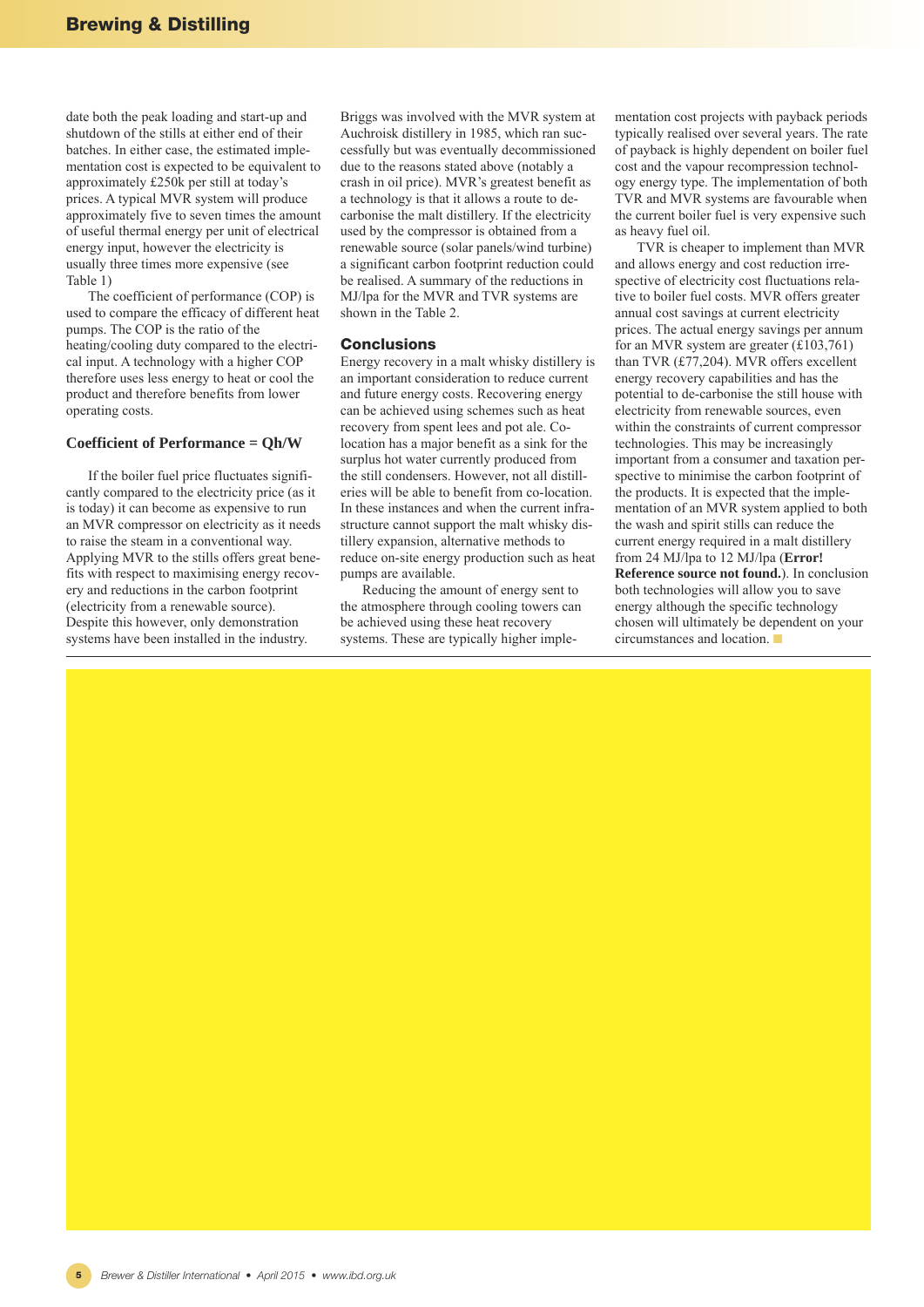date both the peak loading and start-up and shutdown of the stills at either end of their batches. In either case, the estimated implementation cost is expected to be equivalent to approximately £250k per still at today's prices. A typical MVR system will produce approximately five to seven times the amount of useful thermal energy per unit of electrical energy input, however the electricity is usually three times more expensive (see Table 1)

The coefficient of performance (COP) is used to compare the efficacy of different heat pumps. The COP is the ratio of the heating/cooling duty compared to the electrical input. A technology with a higher COP therefore uses less energy to heat or cool the product and therefore benefits from lower operating costs.

**Coefficient of Performance = Qh/W**

If the boiler fuel price fluctuates significantly compared to the electricity price (as it is today) it can become as expensive to run an MVR compressor on electricity as it needs to raise the steam in a conventional way. Applying MVR to the stills offers great benefits with respect to maximising energy recovery and reductions in the carbon footprint (electricity from a renewable source). Despite this however, only demonstration systems have been installed in the industry. Briggs was involved with the MVR system at Auchroisk distillery in 1985, which ran successfully but was eventually decommissioned due to the reasons stated above (notably a crash in oil price). MVR's greatest benefit as a technology is that it allows a route to decarbonise the malt distillery. If the electricity used by the compressor is obtained from a renewable source (solar panels/wind turbine) a significant carbon footprint reduction could be realised. A summary of the reductions in MJ/lpa for the MVR and TVR systems are shown in the Table 2.

## Conclusions

Energy recovery in a malt whisky distillery is an important consideration to reduce current and future energy costs. Recovering energy can be achieved using schemes such as heat recovery from spent lees and pot ale. Co-location has a major benefit as a sink for the surplus hot water currently produced from the still condensers. However, not all distilleries will be able to benefit from co-location. In these instances and when the current infrastructure cannot support the malt whisky distillery expansion, alternative methods to reduce on-site energy production such as heat pumps are available.

Reducing the amount of energy sent to the atmosphere through cooling towers can be achieved using these heat recovery systems. These are typically higher implementation cost projects with payback periods typically realised over several years. The rate of payback is highly dependent on boiler fuel cost and the vapour recompression technology energy type. The implementation of both TVR and MVR systems are favourable when the current boiler fuel is very expensive such as heavy fuel oil.

TVR is cheaper to implement than MVR and allows energy and cost reduction irrespective of electricity cost fluctuations relative to boiler fuel costs. MVR offers greater annual cost savings at current electricity prices. The actual energy savings per annum for an MVR system are greater (£103,761) than TVR (£77,204). MVR offers excellent energy recovery capabilities and has the potential to de-carbonise the still house with electricity from renewable sources, even within the constraints of current compressor technologies. This may be increasingly important from a consumer and taxation perspective to minimise the carbon footprint of the products. It is expected that the implementation of an MVR system applied to both the wash and spirit stills can reduce the current energy required in a malt distillery from 24 MJ/lpa to 12 MJ/lpa (**Error! Reference source not found.**). In conclusion both technologies will allow you to save energy although the specific technology chosen will ultimately be dependent on your circumstances and location.